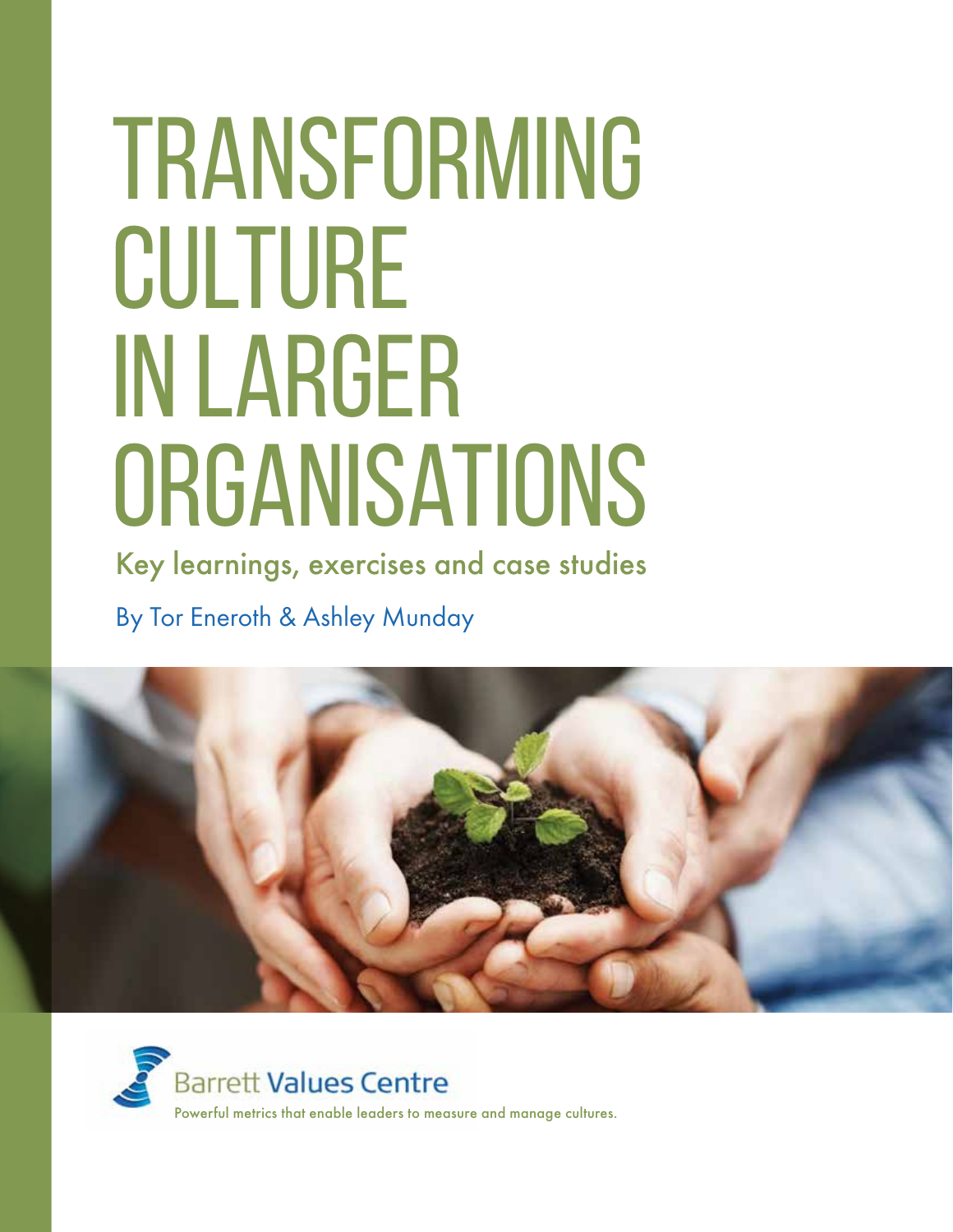# TRANSFORMING CULTURE IN LARGER ORGANISATIONS

## Key learnings, exercises and case studies

By Tor Eneroth & Ashley Munday

Barrett Values Centre

Powerful metrics that enable leaders to measure and manage cultures.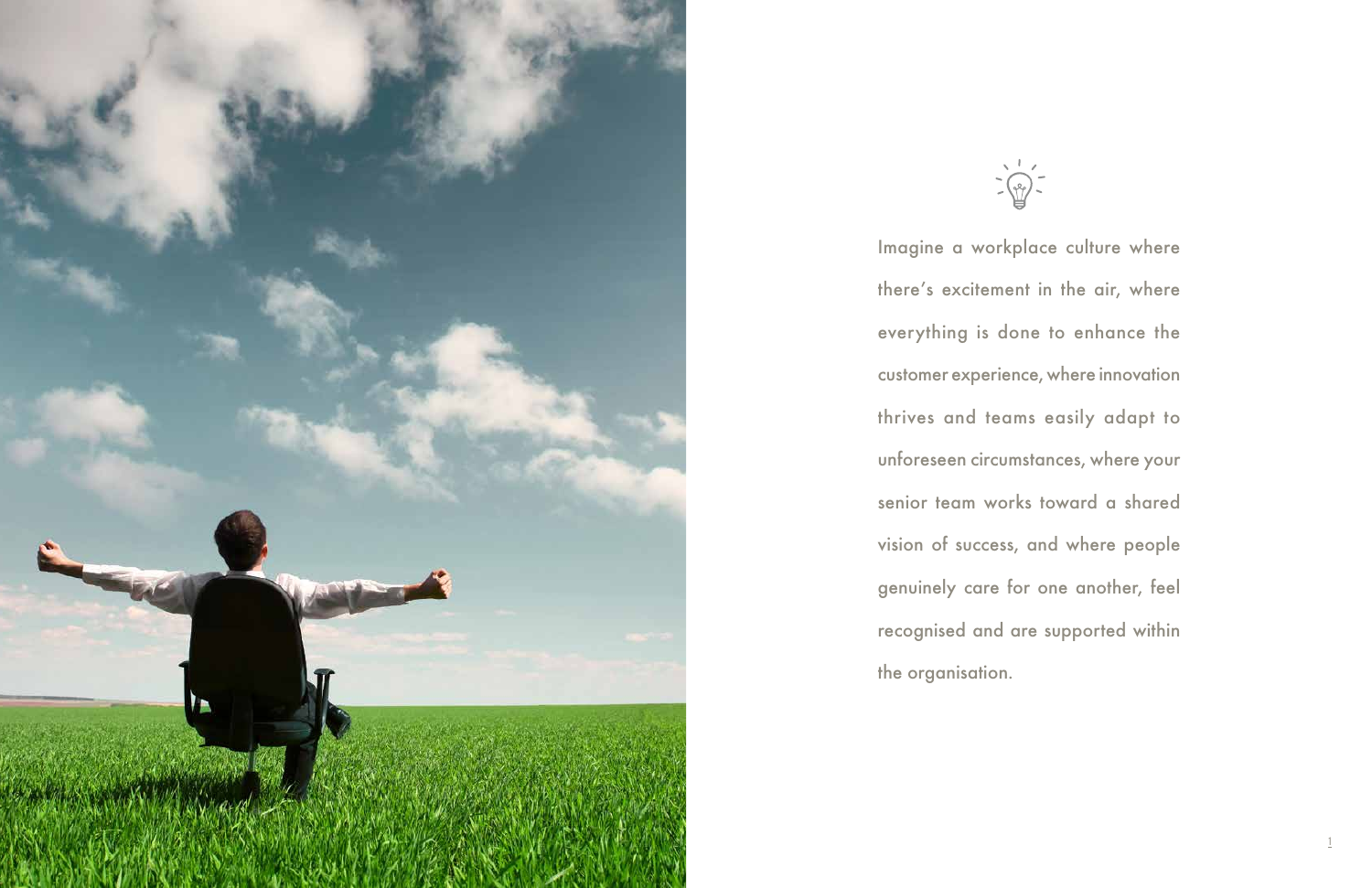Imagine a workplace culture where there's excitement in the air, where everything is done to enhance the customer experience, where innovation thrives and teams easily adapt to unforeseen circumstances, where your senior team works toward a shared vision of success, and where people genuinely care for one another, feel recognised and are supported within the organisation.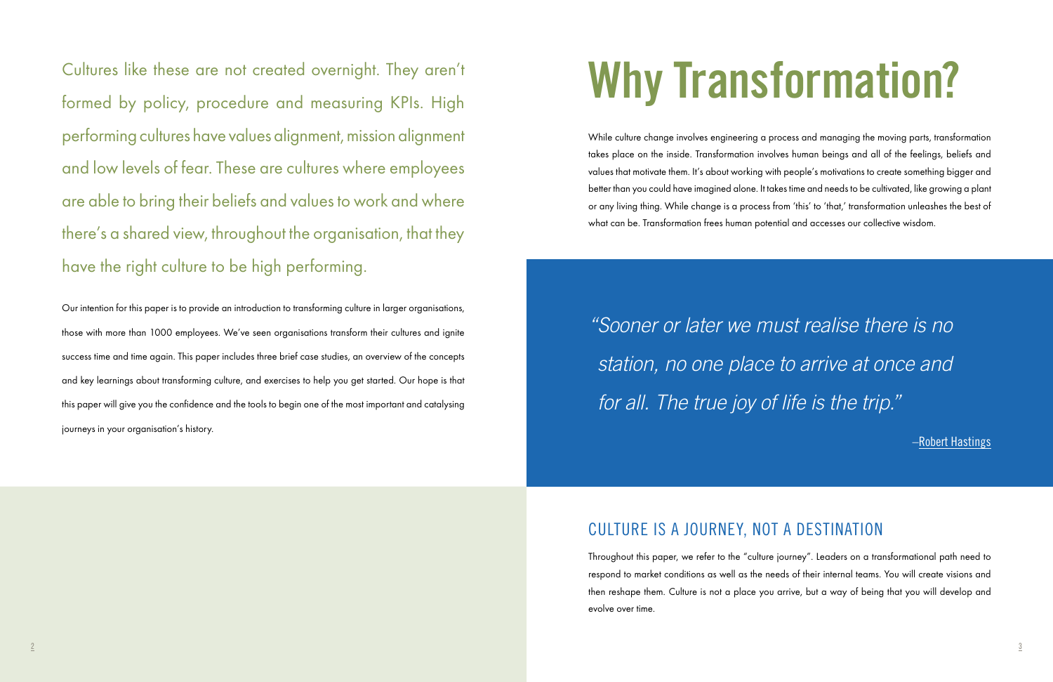Cultures like these are not created overnight. They aren't formed by policy, procedure and measuring KPIs. High performing cultures have values alignment, mission alignment and low levels of fear. These are cultures where employees are able to bring their beliefs and values to work and where there's a shared view, throughout the organisation, that they have the right culture to be high performing.

Our intention for this paper is to provide an introduction to transforming culture in larger organisations, those with more than 1000 employees. We've seen organisations transform their cultures and ignite success time and time again. This paper includes three brief case studies, an overview of the concepts and key learnings about transforming culture, and exercises to help you get started. Our hope is that this paper will give you the confidence and the tools to begin one of the most important and catalysing journeys in your organisation's history.

# Why Transformation?

While culture change involves engineering a process and managing the moving parts, transformation takes place on the inside. Transformation involves human beings and all of the feelings, beliefs and values that motivate them. It's about working with people's motivations to create something bigger and better than you could have imagined alone. It takes time and needs to be cultivated, like growing a plant or any living thing. While change is a process from 'this' to 'that,' transformation unleashes the best of what can be. Transformation frees human potential and accesses our collective wisdom.

> *"Sooner or later we must realise there is no station, no one place to arrive at once and for all. The true joy of life is the trip."*
>
> –Robert Hastings

## CULTURE IS A JOURNEY, NOT A DESTINATION

Throughout this paper, we refer to the "culture journey". Leaders on a transformational path need to respond to market conditions as well as the needs of their internal teams. You will create visions and then reshape them. Culture is not a place you arrive, but a way of being that you will develop and evolve over time.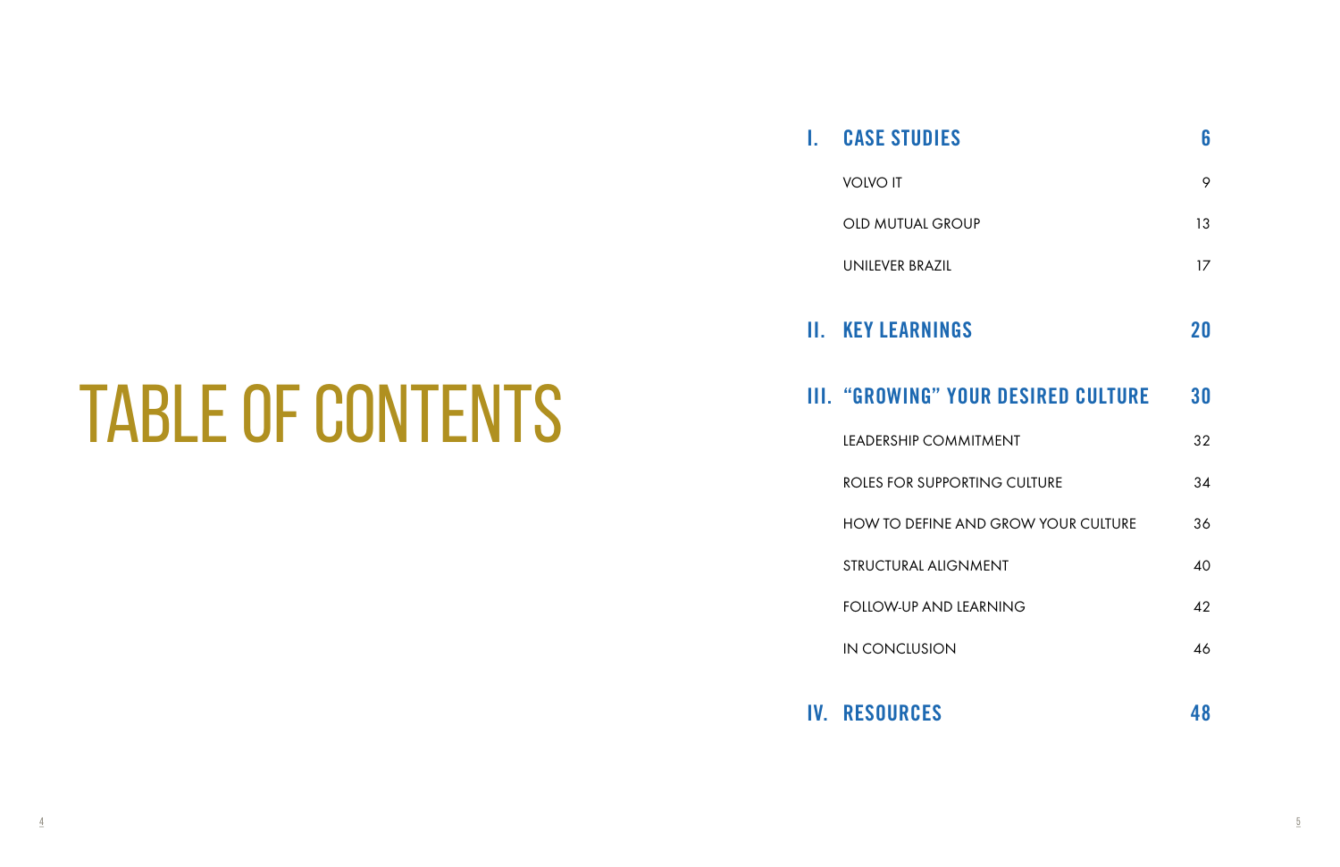# TABLE OF CONTENTS

| | | |
|---|---|---|
| **I.** | **CASE STUDIES** | **6** |
| | VOLVO IT | 9 |
| | OLD MUTUAL GROUP | 13 |
| | UNILEVER BRAZIL | 17 |
| **II.** | **KEY LEARNINGS** | **20** |
| **III.** | **"GROWING" YOUR DESIRED CULTURE** | **30** |
| | LEADERSHIP COMMITMENT | 32 |
| | ROLES FOR SUPPORTING CULTURE | 34 |
| | HOW TO DEFINE AND GROW YOUR CULTURE | 36 |
| | STRUCTURAL ALIGNMENT | 40 |
| | FOLLOW-UP AND LEARNING | 42 |
| | IN CONCLUSION | 46 |
| **IV.** | **RESOURCES** | **48** |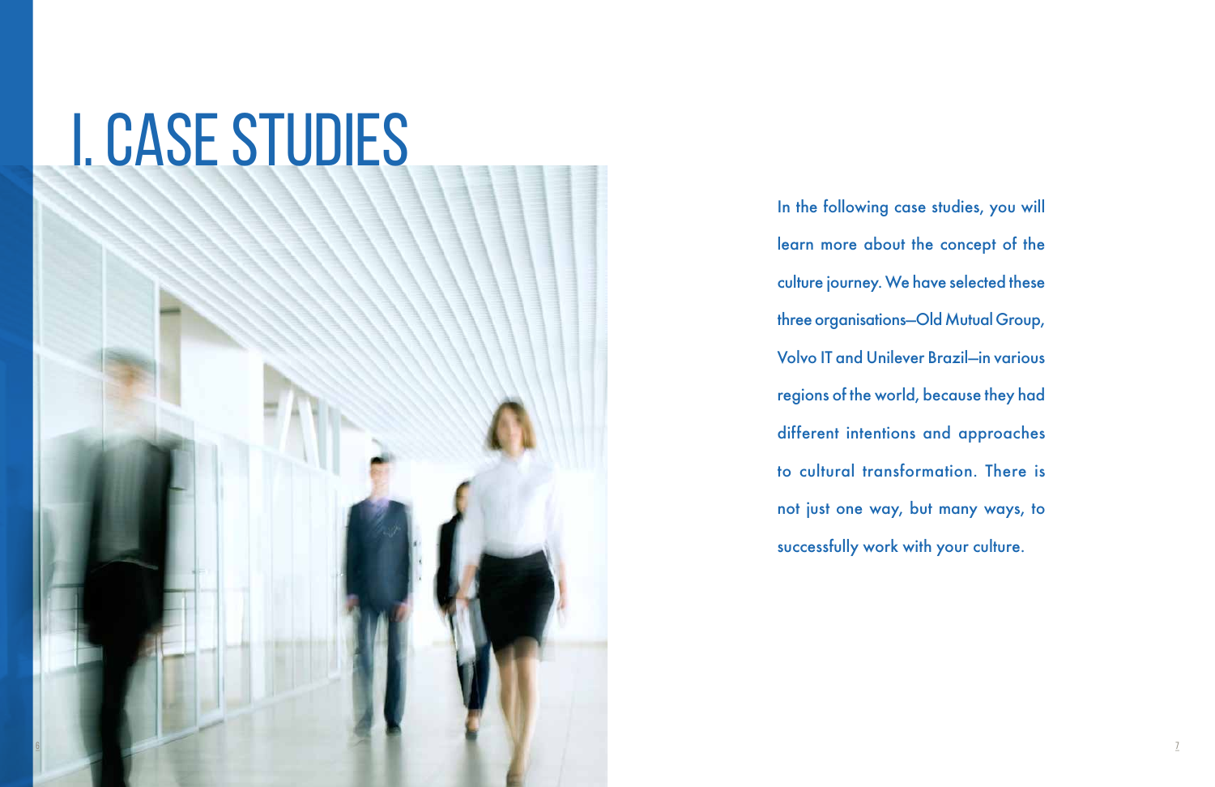# I. CASE STUDIES

In the following case studies, you will learn more about the concept of the culture journey. We have selected these three organisations—Old Mutual Group, Volvo IT and Unilever Brazil—in various regions of the world, because they had different intentions and approaches to cultural transformation. There is not just one way, but many ways, to successfully work with your culture.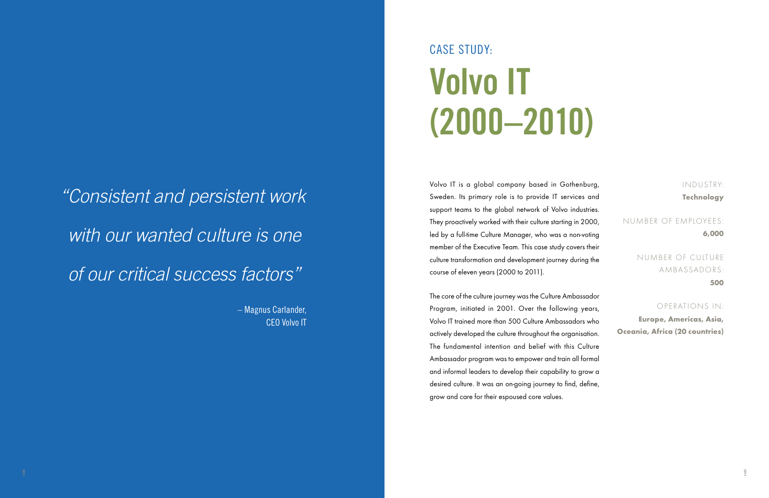*"Consistent and persistent work with our wanted culture is one of our critical success factors"*

– Magnus Carlander,
CEO Volvo IT

## CASE STUDY:

# Volvo IT (2000–2010)

Volvo IT is a global company based in Gothenburg, Sweden. Its primary role is to provide IT services and support teams to the global network of Volvo industries. They proactively worked with their culture starting in 2000, led by a full-time Culture Manager, who was a non-voting member of the Executive Team. This case study covers their culture transformation and development journey during the course of eleven years (2000 to 2011).

The core of the culture journey was the Culture Ambassador Program, initiated in 2001. Over the following years, Volvo IT trained more than 500 Culture Ambassadors who actively developed the culture throughout the organisation. The fundamental intention and belief with this Culture Ambassador program was to empower and train all formal and informal leaders to develop their capability to grow a desired culture. It was an on-going journey to find, define, grow and care for their espoused core values.

INDUSTRY:
**Technology**

NUMBER OF EMPLOYEES:
**6,000**

NUMBER OF CULTURE AMBASSADORS:
**500**

OPERATIONS IN:
**Europe, Americas, Asia, Oceania, Africa (20 countries)**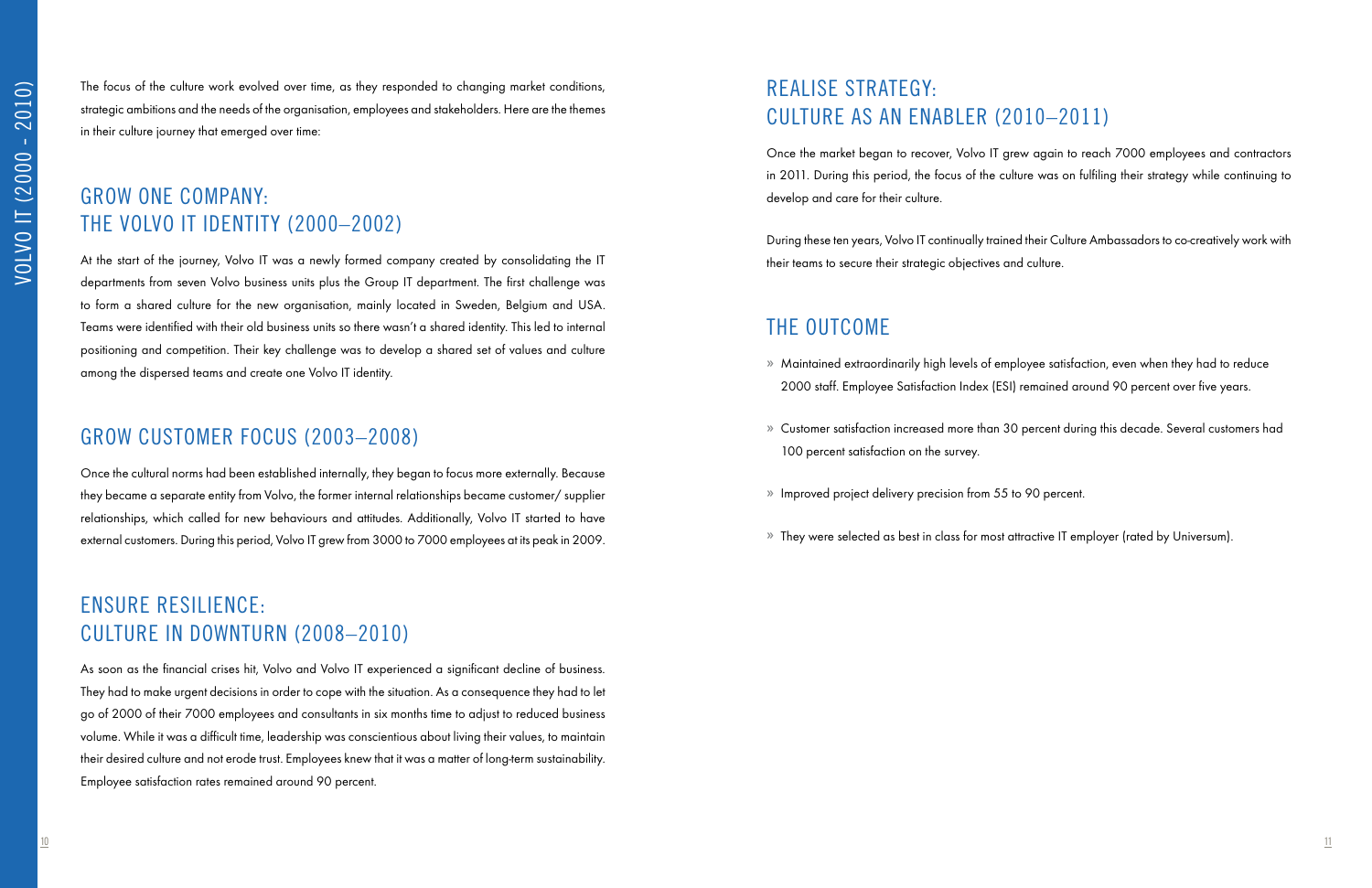The focus of the culture work evolved over time, as they responded to changing market conditions, strategic ambitions and the needs of the organisation, employees and stakeholders. Here are the themes in their culture journey that emerged over time:

## GROW ONE COMPANY: THE VOLVO IT IDENTITY (2000–2002)

At the start of the journey, Volvo IT was a newly formed company created by consolidating the IT departments from seven Volvo business units plus the Group IT department. The first challenge was to form a shared culture for the new organisation, mainly located in Sweden, Belgium and USA. Teams were identified with their old business units so there wasn't a shared identity. This led to internal positioning and competition. Their key challenge was to develop a shared set of values and culture among the dispersed teams and create one Volvo IT identity.

## GROW CUSTOMER FOCUS (2003–2008)

Once the cultural norms had been established internally, they began to focus more externally. Because they became a separate entity from Volvo, the former internal relationships became customer/ supplier relationships, which called for new behaviours and attitudes. Additionally, Volvo IT started to have external customers. During this period, Volvo IT grew from 3000 to 7000 employees at its peak in 2009.

## ENSURE RESILIENCE: CULTURE IN DOWNTURN (2008–2010)

As soon as the financial crises hit, Volvo and Volvo IT experienced a significant decline of business. They had to make urgent decisions in order to cope with the situation. As a consequence they had to let go of 2000 of their 7000 employees and consultants in six months time to adjust to reduced business volume. While it was a difficult time, leadership was conscientious about living their values, to maintain their desired culture and not erode trust. Employees knew that it was a matter of long-term sustainability. Employee satisfaction rates remained around 90 percent.

## REALISE STRATEGY: CULTURE AS AN ENABLER (2010–2011)

Once the market began to recover, Volvo IT grew again to reach 7000 employees and contractors in 2011. During this period, the focus of the culture was on fulfiling their strategy while continuing to develop and care for their culture.

During these ten years, Volvo IT continually trained their Culture Ambassadors to co-creatively work with their teams to secure their strategic objectives and culture.

## THE OUTCOME

- Maintained extraordinarily high levels of employee satisfaction, even when they had to reduce 2000 staff. Employee Satisfaction Index (ESI) remained around 90 percent over five years.
- Customer satisfaction increased more than 30 percent during this decade. Several customers had 100 percent satisfaction on the survey.
- Improved project delivery precision from 55 to 90 percent.
- They were selected as best in class for most attractive IT employer (rated by Universum).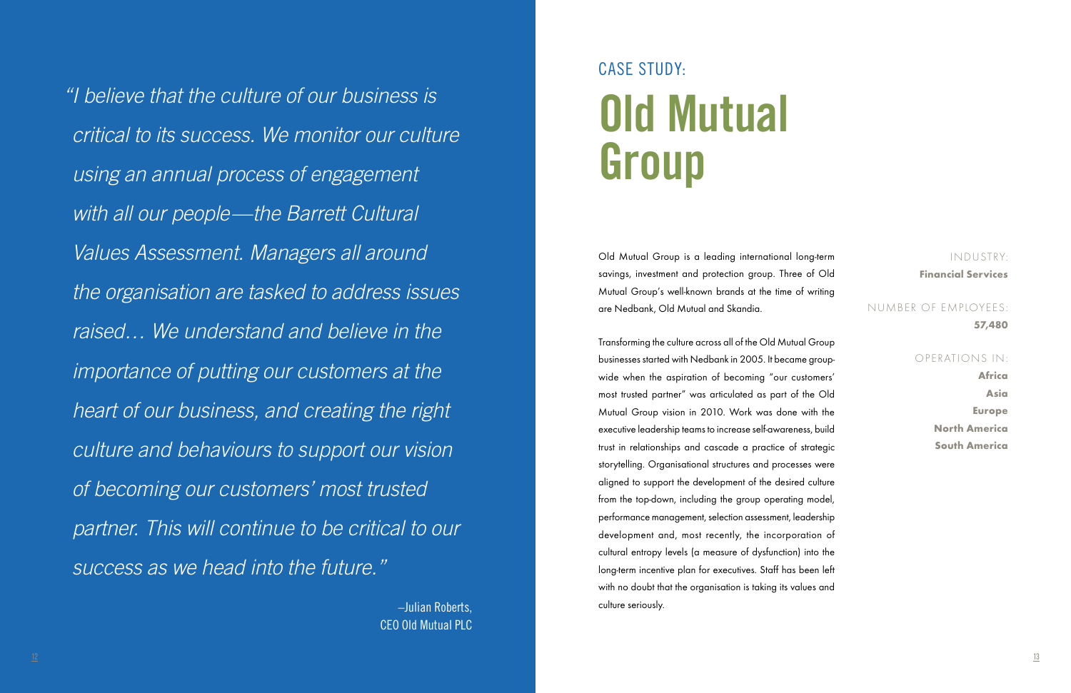*"I believe that the culture of our business is critical to its success. We monitor our culture using an annual process of engagement with all our people—the Barrett Cultural Values Assessment. Managers all around the organisation are tasked to address issues raised… We understand and believe in the importance of putting our customers at the heart of our business, and creating the right culture and behaviours to support our vision of becoming our customers' most trusted partner. This will continue to be critical to our success as we head into the future."*

–Julian Roberts,
CEO Old Mutual PLC

## CASE STUDY:

# Old Mutual Group

Old Mutual Group is a leading international long-term savings, investment and protection group. Three of Old Mutual Group's well-known brands at the time of writing are Nedbank, Old Mutual and Skandia.

Transforming the culture across all of the Old Mutual Group businesses started with Nedbank in 2005. It became group-wide when the aspiration of becoming "our customers' most trusted partner" was articulated as part of the Old Mutual Group vision in 2010. Work was done with the executive leadership teams to increase self-awareness, build trust in relationships and cascade a practice of strategic storytelling. Organisational structures and processes were aligned to support the development of the desired culture from the top-down, including the group operating model, performance management, selection assessment, leadership development and, most recently, the incorporation of cultural entropy levels (a measure of dysfunction) into the long-term incentive plan for executives. Staff has been left with no doubt that the organisation is taking its values and culture seriously.

INDUSTRY:
**Financial Services**

NUMBER OF EMPLOYEES:
**57,480**

OPERATIONS IN:
**Africa**
**Asia**
**Europe**
**North America**
**South America**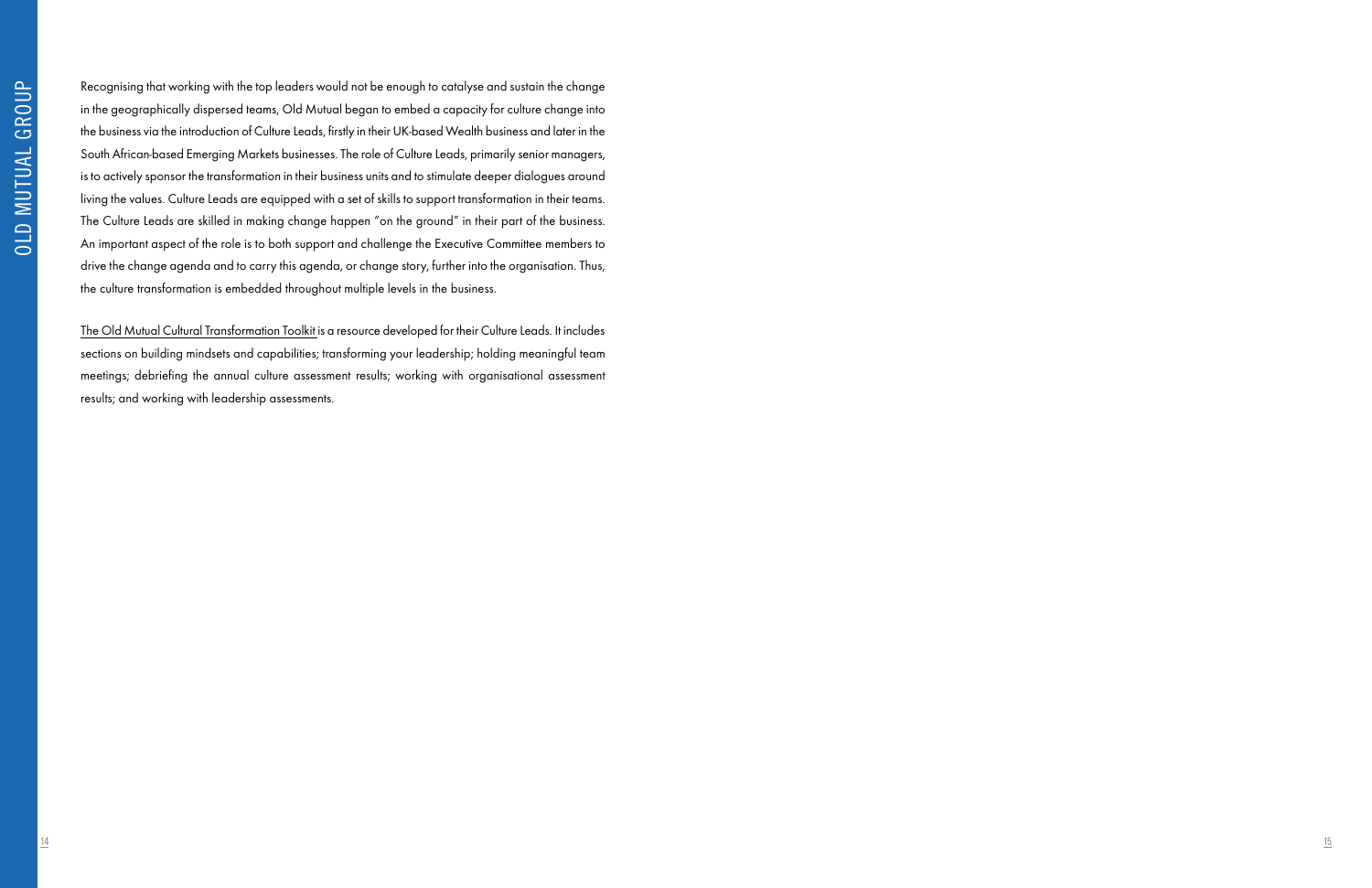Recognising that working with the top leaders would not be enough to catalyse and sustain the change in the geographically dispersed teams, Old Mutual began to embed a capacity for culture change into the business via the introduction of Culture Leads, firstly in their UK-based Wealth business and later in the South African-based Emerging Markets businesses. The role of Culture Leads, primarily senior managers, is to actively sponsor the transformation in their business units and to stimulate deeper dialogues around living the values. Culture Leads are equipped with a set of skills to support transformation in their teams. The Culture Leads are skilled in making change happen "on the ground" in their part of the business. An important aspect of the role is to both support and challenge the Executive Committee members to drive the change agenda and to carry this agenda, or change story, further into the organisation. Thus, the culture transformation is embedded throughout multiple levels in the business.

The Old Mutual Cultural Transformation Toolkit is a resource developed for their Culture Leads. It includes sections on building mindsets and capabilities; transforming your leadership; holding meaningful team meetings; debriefing the annual culture assessment results; working with organisational assessment results; and working with leadership assessments.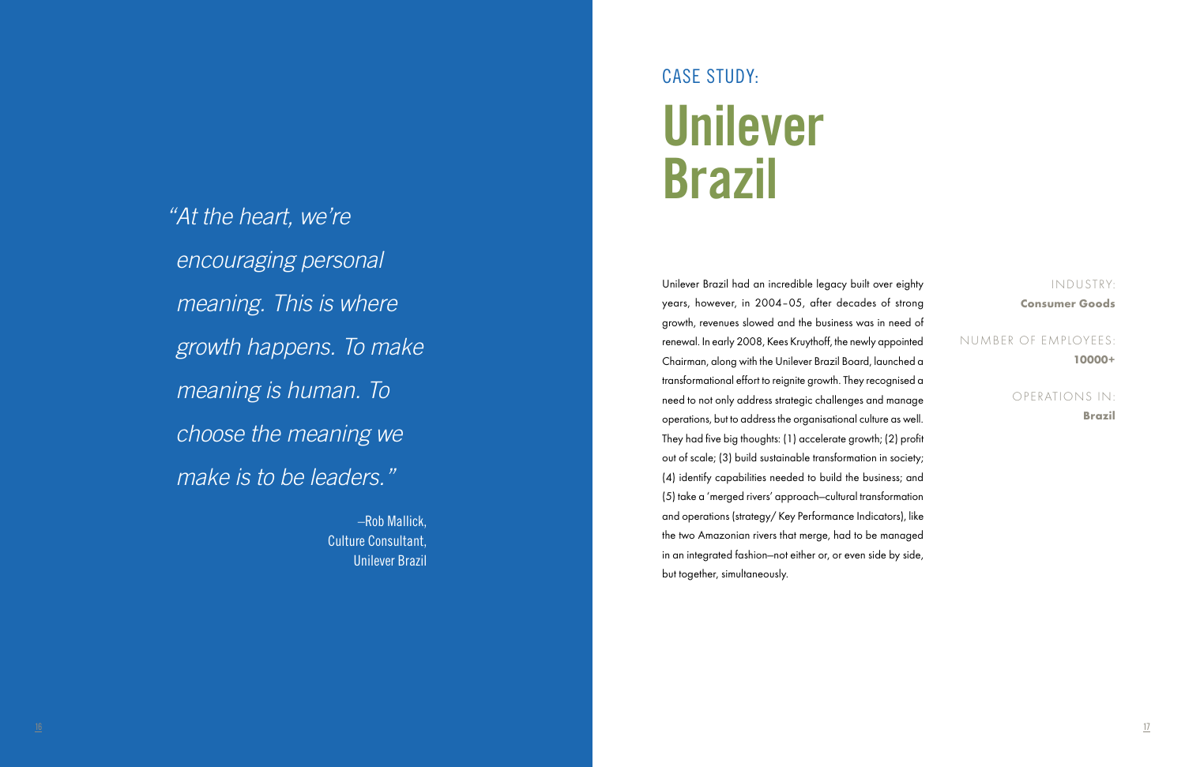> *"At the heart, we're encouraging personal meaning. This is where growth happens. To make meaning is human. To choose the meaning we make is to be leaders."*
>
> –Rob Mallick,
> Culture Consultant,
> Unilever Brazil

CASE STUDY:

# Unilever Brazil

Unilever Brazil had an incredible legacy built over eighty years, however, in 2004–05, after decades of strong growth, revenues slowed and the business was in need of renewal. In early 2008, Kees Kruythoff, the newly appointed Chairman, along with the Unilever Brazil Board, launched a transformational effort to reignite growth. They recognised a need to not only address strategic challenges and manage operations, but to address the organisational culture as well. They had five big thoughts: (1) accelerate growth; (2) profit out of scale; (3) build sustainable transformation in society; (4) identify capabilities needed to build the business; and (5) take a 'merged rivers' approach—cultural transformation and operations (strategy/ Key Performance Indicators), like the two Amazonian rivers that merge, had to be managed in an integrated fashion—not either or, or even side by side, but together, simultaneously.

INDUSTRY:
**Consumer Goods**

NUMBER OF EMPLOYEES:
**10000+**

OPERATIONS IN:
**Brazil**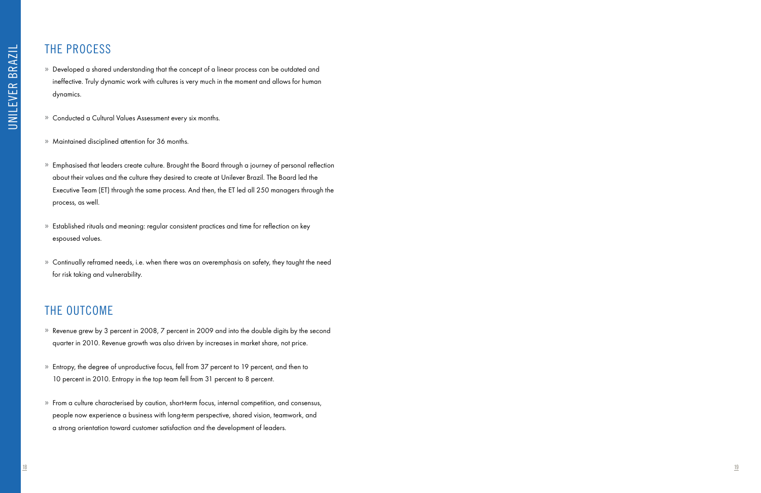## THE PROCESS

- Developed a shared understanding that the concept of a linear process can be outdated and ineffective. Truly dynamic work with cultures is very much in the moment and allows for human dynamics.
- Conducted a Cultural Values Assessment every six months.
- Maintained disciplined attention for 36 months.
- Emphasised that leaders create culture. Brought the Board through a journey of personal reflection about their values and the culture they desired to create at Unilever Brazil. The Board led the Executive Team (ET) through the same process. And then, the ET led all 250 managers through the process, as well.
- Established rituals and meaning: regular consistent practices and time for reflection on key espoused values.
- Continually reframed needs, i.e. when there was an overemphasis on safety, they taught the need for risk taking and vulnerability.

## THE OUTCOME

- Revenue grew by 3 percent in 2008, 7 percent in 2009 and into the double digits by the second quarter in 2010. Revenue growth was also driven by increases in market share, not price.
- Entropy, the degree of unproductive focus, fell from 37 percent to 19 percent, and then to 10 percent in 2010. Entropy in the top team fell from 31 percent to 8 percent.
- From a culture characterised by caution, short-term focus, internal competition, and consensus, people now experience a business with long-term perspective, shared vision, teamwork, and a strong orientation toward customer satisfaction and the development of leaders.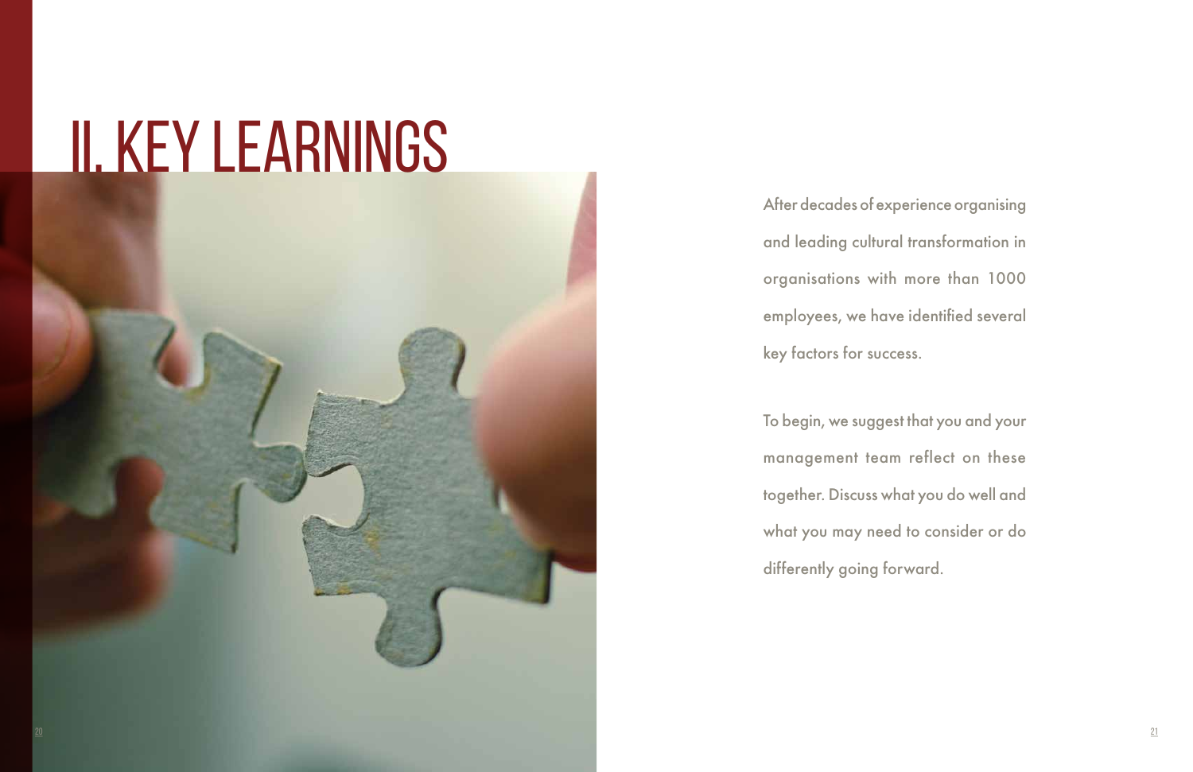# II. KEY LEARNINGS

After decades of experience organising and leading cultural transformation in organisations with more than 1000 employees, we have identified several key factors for success.

To begin, we suggest that you and your management team reflect on these together. Discuss what you do well and what you may need to consider or do differently going forward.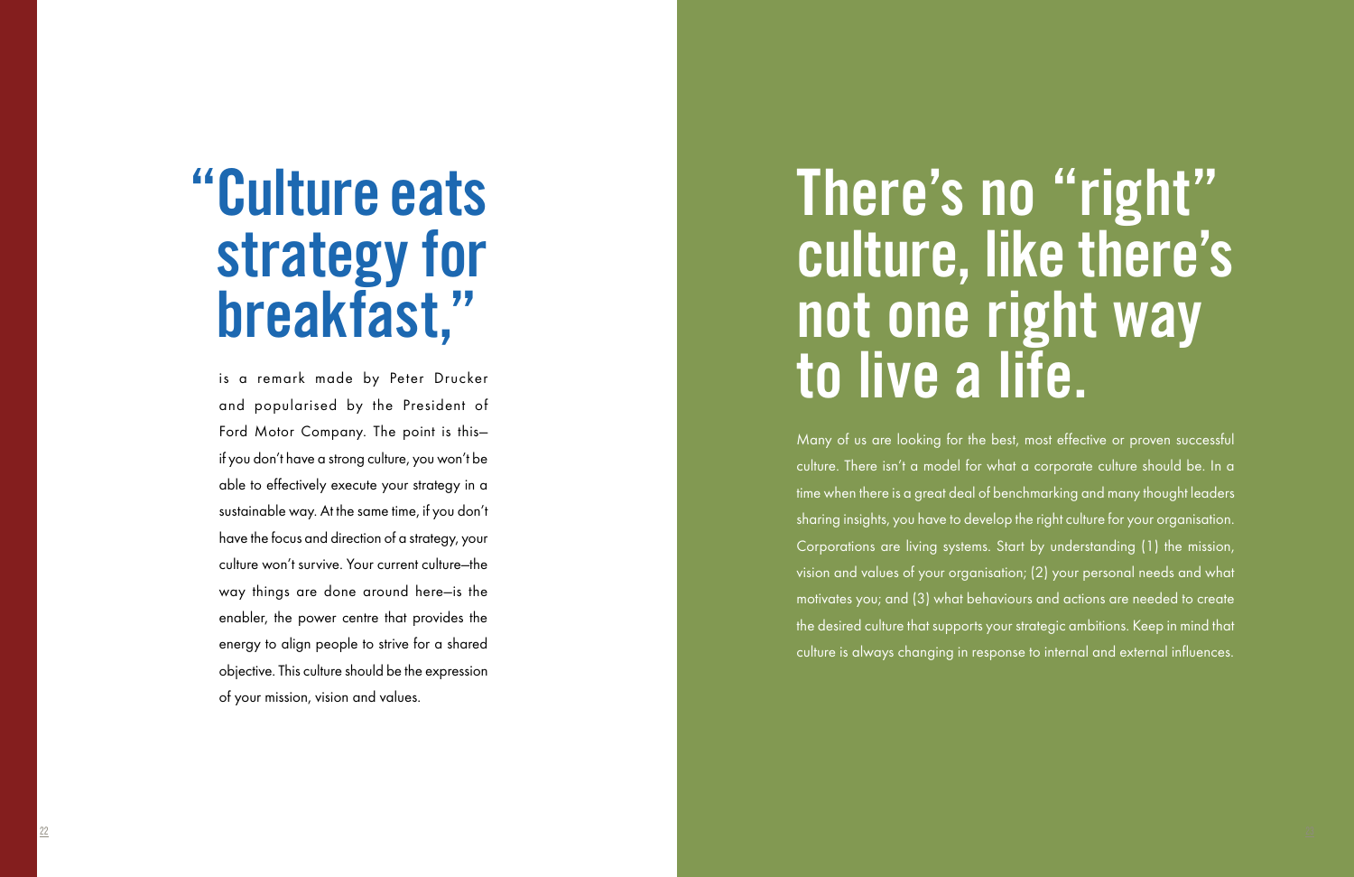# "Culture eats strategy for breakfast,"

is a remark made by Peter Drucker and popularised by the President of Ford Motor Company. The point is this—if you don't have a strong culture, you won't be able to effectively execute your strategy in a sustainable way. At the same time, if you don't have the focus and direction of a strategy, your culture won't survive. Your current culture—the way things are done around here—is the enabler, the power centre that provides the energy to align people to strive for a shared objective. This culture should be the expression of your mission, vision and values.

# There's no "right" culture, like there's not one right way to live a life.

Many of us are looking for the best, most effective or proven successful culture. There isn't a model for what a corporate culture should be. In a time when there is a great deal of benchmarking and many thought leaders sharing insights, you have to develop the right culture for your organisation. Corporations are living systems. Start by understanding (1) the mission, vision and values of your organisation; (2) your personal needs and what motivates you; and (3) what behaviours and actions are needed to create the desired culture that supports your strategic ambitions. Keep in mind that culture is always changing in response to internal and external influences.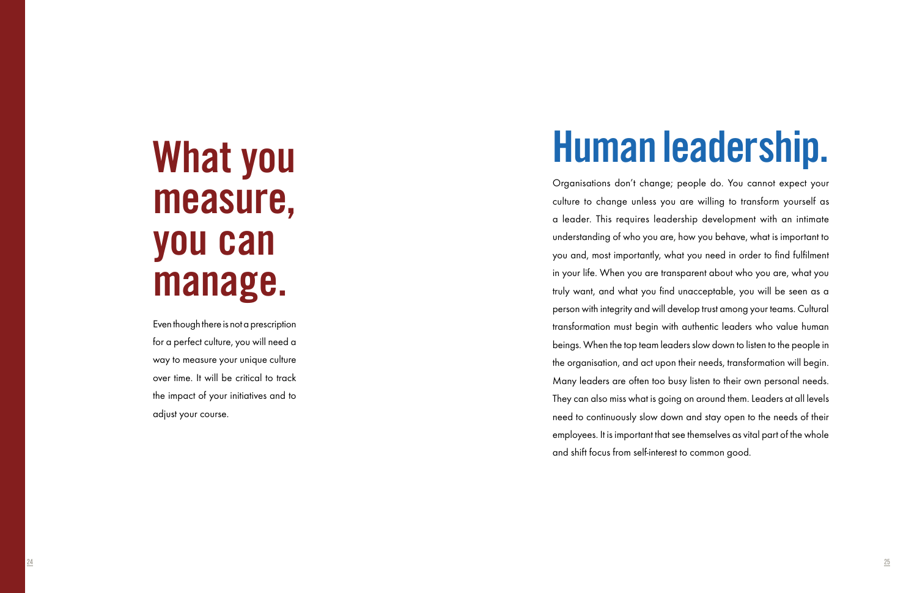# What you measure, you can manage.

Even though there is not a prescription for a perfect culture, you will need a way to measure your unique culture over time. It will be critical to track the impact of your initiatives and to adjust your course.

# Human leadership.

Organisations don't change; people do. You cannot expect your culture to change unless you are willing to transform yourself as a leader. This requires leadership development with an intimate understanding of who you are, how you behave, what is important to you and, most importantly, what you need in order to find fulfilment in your life. When you are transparent about who you are, what you truly want, and what you find unacceptable, you will be seen as a person with integrity and will develop trust among your teams. Cultural transformation must begin with authentic leaders who value human beings. When the top team leaders slow down to listen to the people in the organisation, and act upon their needs, transformation will begin. Many leaders are often too busy listen to their own personal needs. They can also miss what is going on around them. Leaders at all levels need to continuously slow down and stay open to the needs of their employees. It is important that see themselves as vital part of the whole and shift focus from self-interest to common good.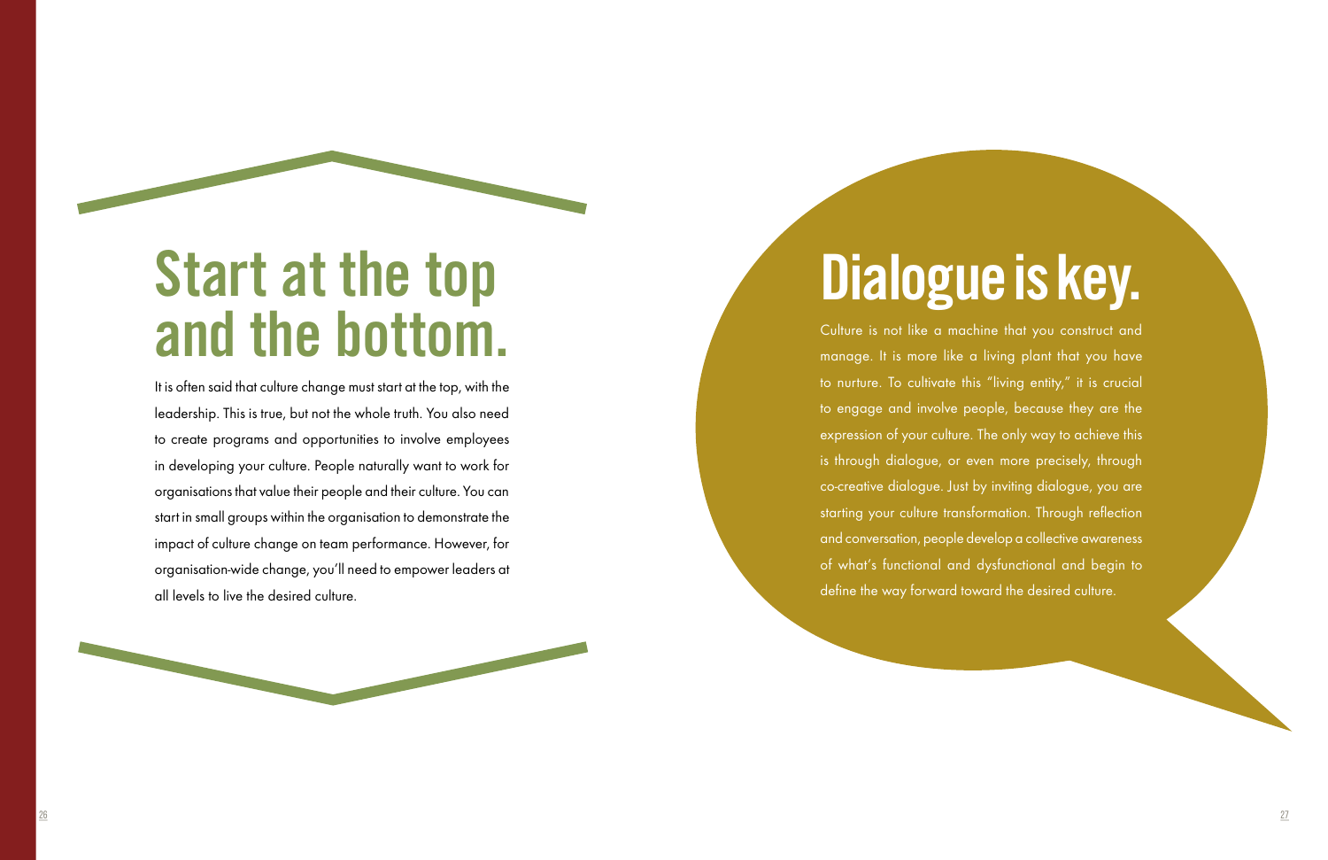# Start at the top and the bottom.

It is often said that culture change must start at the top, with the leadership. This is true, but not the whole truth. You also need to create programs and opportunities to involve employees in developing your culture. People naturally want to work for organisations that value their people and their culture. You can start in small groups within the organisation to demonstrate the impact of culture change on team performance. However, for organisation-wide change, you'll need to empower leaders at all levels to live the desired culture.

# Dialogue is key.

Culture is not like a machine that you construct and manage. It is more like a living plant that you have to nurture. To cultivate this "living entity," it is crucial to engage and involve people, because they are the expression of your culture. The only way to achieve this is through dialogue, or even more precisely, through co-creative dialogue. Just by inviting dialogue, you are starting your culture transformation. Through reflection and conversation, people develop a collective awareness of what's functional and dysfunctional and begin to define the way forward toward the desired culture.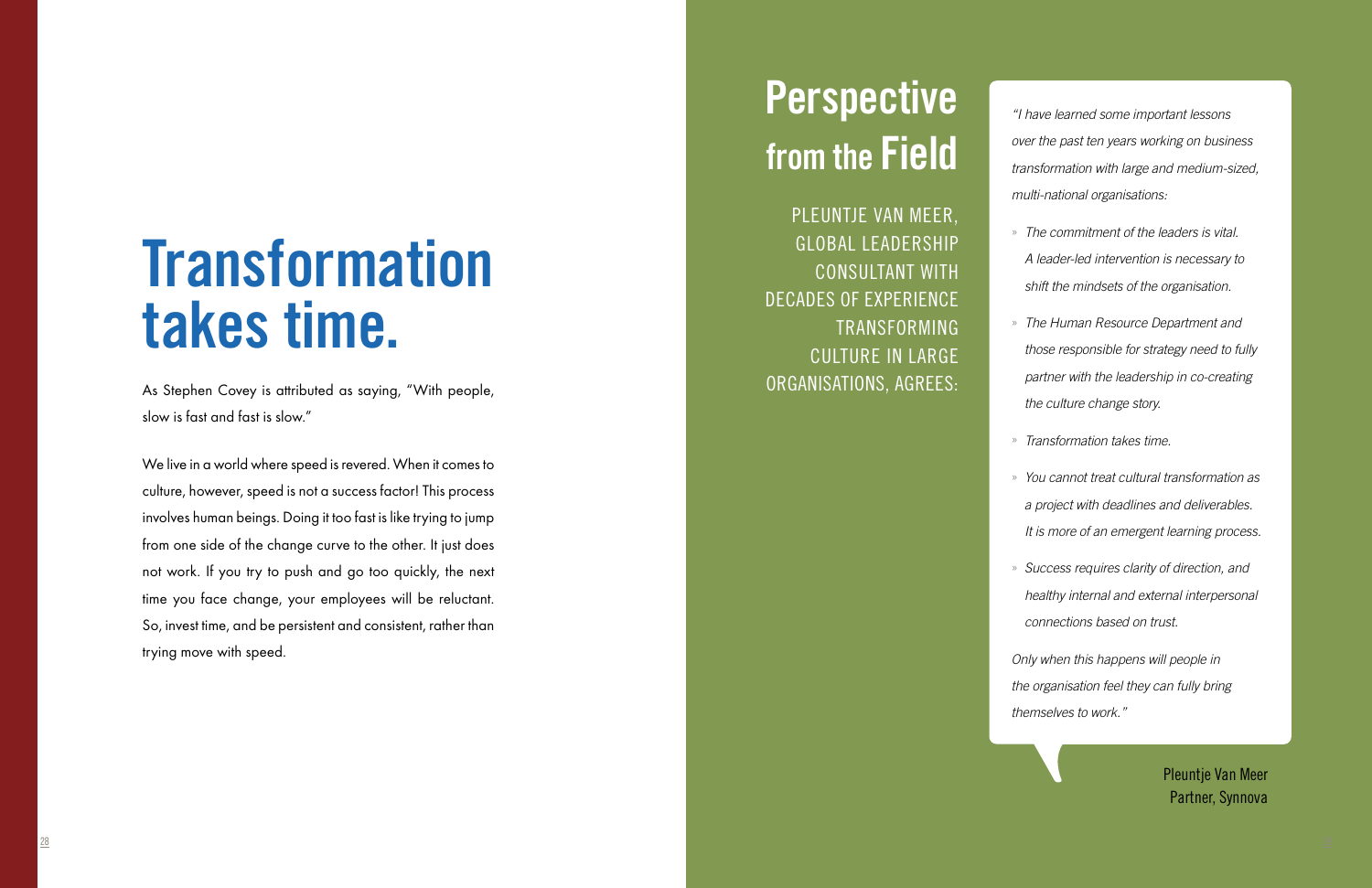# Transformation takes time.

As Stephen Covey is attributed as saying, "With people, slow is fast and fast is slow."

We live in a world where speed is revered. When it comes to culture, however, speed is not a success factor! This process involves human beings. Doing it too fast is like trying to jump from one side of the change curve to the other. It just does not work. If you try to push and go too quickly, the next time you face change, your employees will be reluctant. So, invest time, and be persistent and consistent, rather than trying move with speed.

# Perspective from the Field

PLEUNTJE VAN MEER, GLOBAL LEADERSHIP CONSULTANT WITH DECADES OF EXPERIENCE TRANSFORMING CULTURE IN LARGE ORGANISATIONS, AGREES:

*"I have learned some important lessons over the past ten years working on business transformation with large and medium-sized, multi-national organisations:*

- *The commitment of the leaders is vital. A leader-led intervention is necessary to shift the mindsets of the organisation.*
- *The Human Resource Department and those responsible for strategy need to fully partner with the leadership in co-creating the culture change story.*
- *Transformation takes time.*
- *You cannot treat cultural transformation as a project with deadlines and deliverables. It is more of an emergent learning process.*
- *Success requires clarity of direction, and healthy internal and external interpersonal connections based on trust.*

*Only when this happens will people in the organisation feel they can fully bring themselves to work."*

Pleuntje Van Meer
Partner, Synnova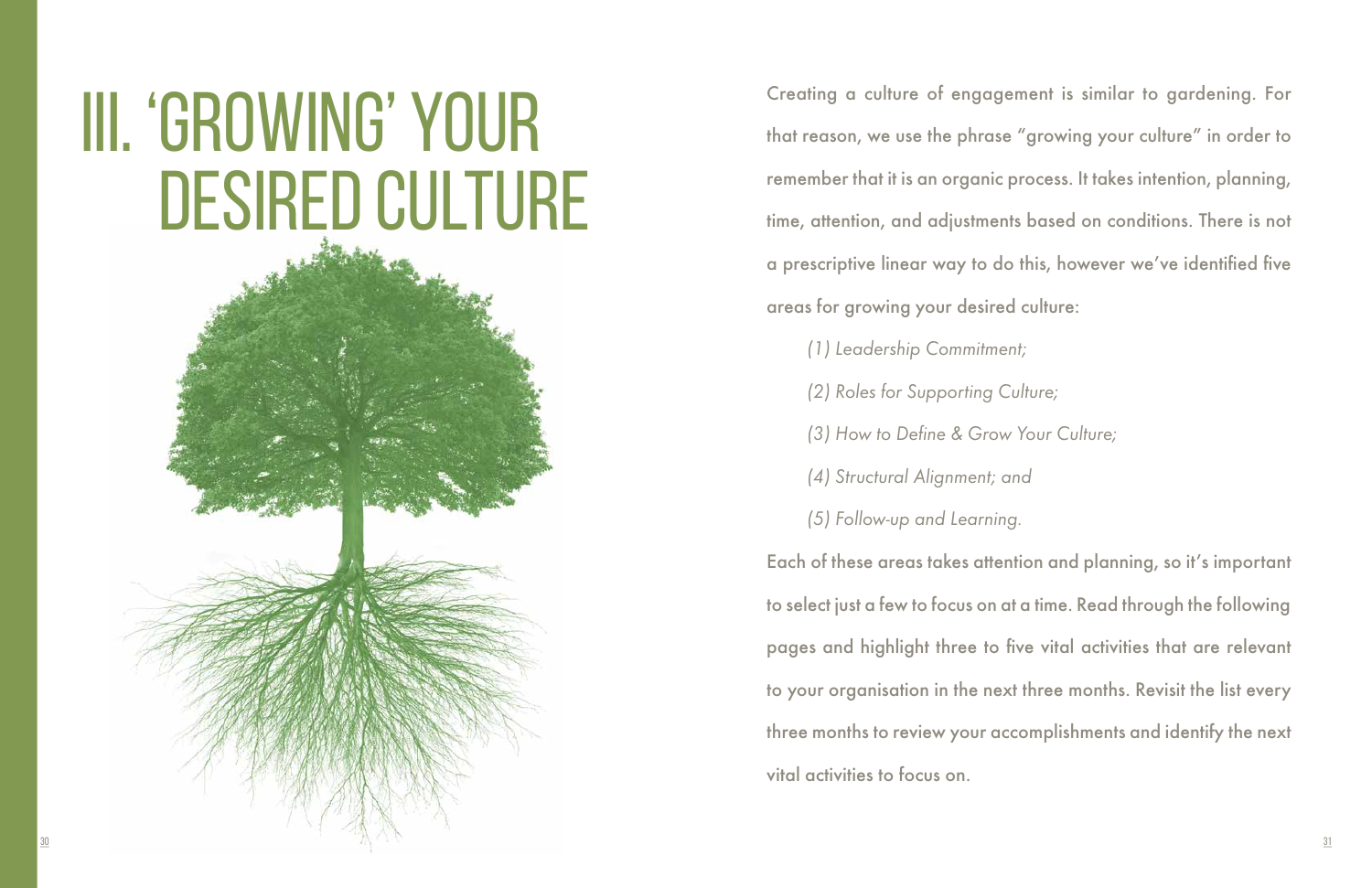# III. 'GROWING' YOUR DESIRED CULTURE

Creating a culture of engagement is similar to gardening. For that reason, we use the phrase "growing your culture" in order to remember that it is an organic process. It takes intention, planning, time, attention, and adjustments based on conditions. There is not a prescriptive linear way to do this, however we've identified five areas for growing your desired culture:

*(1) Leadership Commitment;*

*(2) Roles for Supporting Culture;*

*(3) How to Define & Grow Your Culture;*

*(4) Structural Alignment; and*

*(5) Follow-up and Learning.*

Each of these areas takes attention and planning, so it's important to select just a few to focus on at a time. Read through the following pages and highlight three to five vital activities that are relevant to your organisation in the next three months. Revisit the list every three months to review your accomplishments and identify the next vital activities to focus on.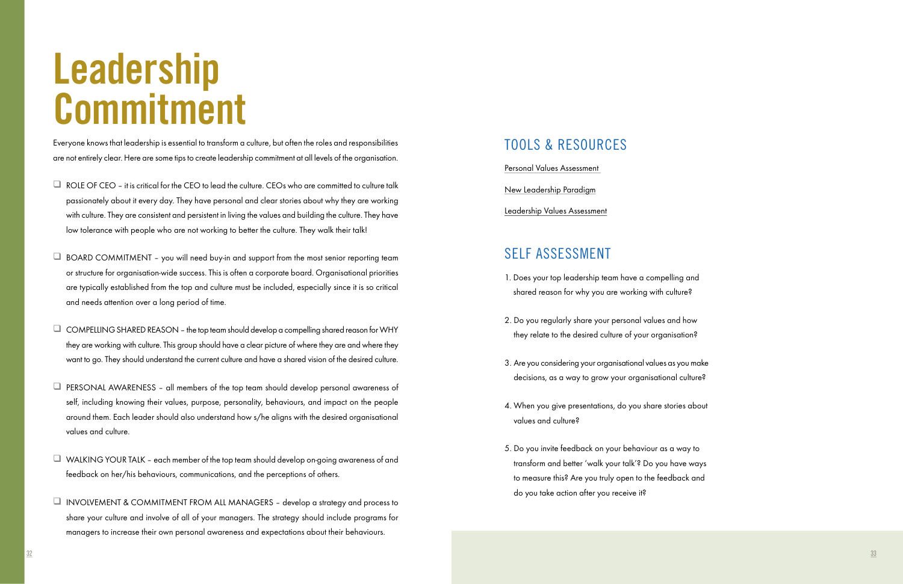# Leadership Commitment

Everyone knows that leadership is essential to transform a culture, but often the roles and responsibilities are not entirely clear. Here are some tips to create leadership commitment at all levels of the organisation.

- ROLE OF CEO – it is critical for the CEO to lead the culture. CEOs who are committed to culture talk passionately about it every day. They have personal and clear stories about why they are working with culture. They are consistent and persistent in living the values and building the culture. They have low tolerance with people who are not working to better the culture. They walk their talk!

- BOARD COMMITMENT – you will need buy-in and support from the most senior reporting team or structure for organisation-wide success. This is often a corporate board. Organisational priorities are typically established from the top and culture must be included, especially since it is so critical and needs attention over a long period of time.

- COMPELLING SHARED REASON – the top team should develop a compelling shared reason for WHY they are working with culture. This group should have a clear picture of where they are and where they want to go. They should understand the current culture and have a shared vision of the desired culture.

- PERSONAL AWARENESS – all members of the top team should develop personal awareness of self, including knowing their values, purpose, personality, behaviours, and impact on the people around them. Each leader should also understand how s/he aligns with the desired organisational values and culture.

- WALKING YOUR TALK – each member of the top team should develop on-going awareness of and feedback on her/his behaviours, communications, and the perceptions of others.

- INVOLVEMENT & COMMITMENT FROM ALL MANAGERS – develop a strategy and process to share your culture and involve of all of your managers. The strategy should include programs for managers to increase their own personal awareness and expectations about their behaviours.

## TOOLS & RESOURCES

Personal Values Assessment

New Leadership Paradigm

Leadership Values Assessment

## SELF ASSESSMENT

1. Does your top leadership team have a compelling and shared reason for why you are working with culture?

2. Do you regularly share your personal values and how they relate to the desired culture of your organisation?

3. Are you considering your organisational values as you make decisions, as a way to grow your organisational culture?

4. When you give presentations, do you share stories about values and culture?

5. Do you invite feedback on your behaviour as a way to transform and better 'walk your talk'? Do you have ways to measure this? Are you truly open to the feedback and do you take action after you receive it?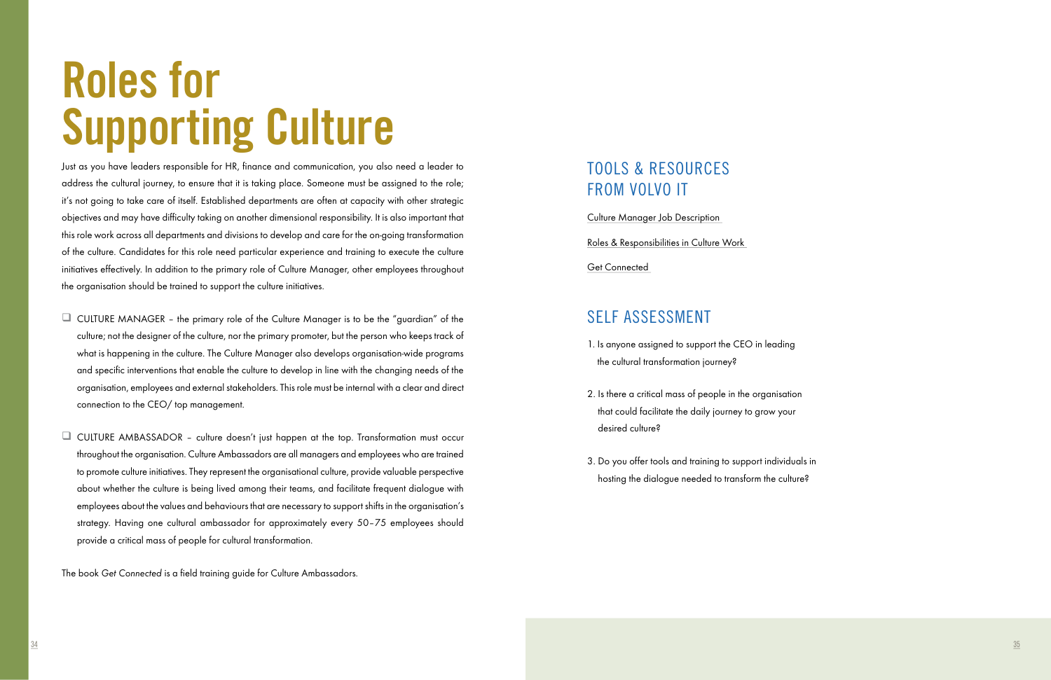# Roles for Supporting Culture

Just as you have leaders responsible for HR, finance and communication, you also need a leader to address the cultural journey, to ensure that it is taking place. Someone must be assigned to the role; it's not going to take care of itself. Established departments are often at capacity with other strategic objectives and may have difficulty taking on another dimensional responsibility. It is also important that this role work across all departments and divisions to develop and care for the on-going transformation of the culture. Candidates for this role need particular experience and training to execute the culture initiatives effectively. In addition to the primary role of Culture Manager, other employees throughout the organisation should be trained to support the culture initiatives.

- ❑ CULTURE MANAGER – the primary role of the Culture Manager is to be the "guardian" of the culture; not the designer of the culture, nor the primary promoter, but the person who keeps track of what is happening in the culture. The Culture Manager also develops organisation-wide programs and specific interventions that enable the culture to develop in line with the changing needs of the organisation, employees and external stakeholders. This role must be internal with a clear and direct connection to the CEO/ top management.

- ❑ CULTURE AMBASSADOR – culture doesn't just happen at the top. Transformation must occur throughout the organisation. Culture Ambassadors are all managers and employees who are trained to promote culture initiatives. They represent the organisational culture, provide valuable perspective about whether the culture is being lived among their teams, and facilitate frequent dialogue with employees about the values and behaviours that are necessary to support shifts in the organisation's strategy. Having one cultural ambassador for approximately every 50–75 employees should provide a critical mass of people for cultural transformation.

The book *Get Connected* is a field training guide for Culture Ambassadors.

## TOOLS & RESOURCES FROM VOLVO IT

Culture Manager Job Description

Roles & Responsibilities in Culture Work

Get Connected

## SELF ASSESSMENT

1. Is anyone assigned to support the CEO in leading the cultural transformation journey?

2. Is there a critical mass of people in the organisation that could facilitate the daily journey to grow your desired culture?

3. Do you offer tools and training to support individuals in hosting the dialogue needed to transform the culture?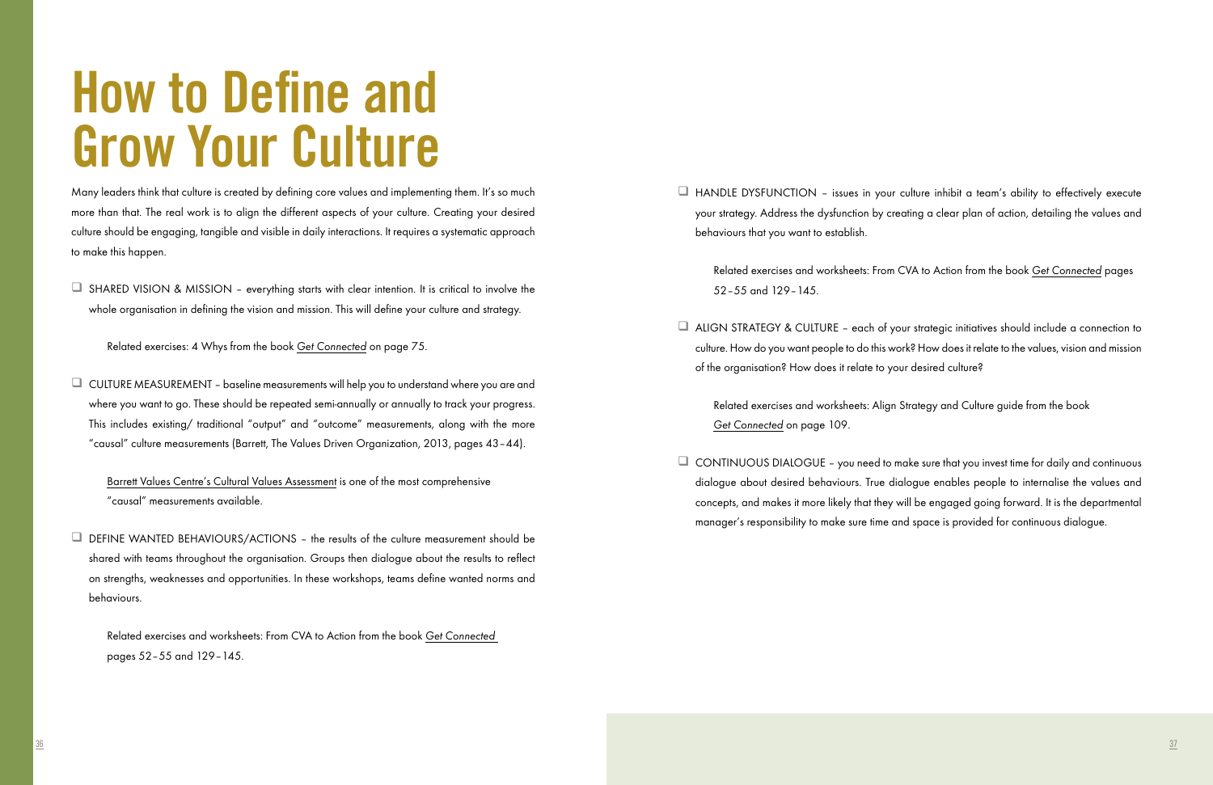# How to Define and Grow Your Culture

Many leaders think that culture is created by defining core values and implementing them. It's so much more than that. The real work is to align the different aspects of your culture. Creating your desired culture should be engaging, tangible and visible in daily interactions. It requires a systematic approach to make this happen.

- ❑ SHARED VISION & MISSION – everything starts with clear intention. It is critical to involve the whole organisation in defining the vision and mission. This will define your culture and strategy.

  Related exercises: 4 Whys from the book *Get Connected* on page 75.

- ❑ CULTURE MEASUREMENT – baseline measurements will help you to understand where you are and where you want to go. These should be repeated semi-annually or annually to track your progress. This includes existing/ traditional "output" and "outcome" measurements, along with the more "causal" culture measurements (Barrett, The Values Driven Organization, 2013, pages 43–44).

  Barrett Values Centre's Cultural Values Assessment is one of the most comprehensive "causal" measurements available.

- ❑ DEFINE WANTED BEHAVIOURS/ACTIONS – the results of the culture measurement should be shared with teams throughout the organisation. Groups then dialogue about the results to reflect on strengths, weaknesses and opportunities. In these workshops, teams define wanted norms and behaviours.

  Related exercises and worksheets: From CVA to Action from the book *Get Connected* pages 52–55 and 129–145.

- ❑ HANDLE DYSFUNCTION – issues in your culture inhibit a team's ability to effectively execute your strategy. Address the dysfunction by creating a clear plan of action, detailing the values and behaviours that you want to establish.

  Related exercises and worksheets: From CVA to Action from the book *Get Connected* pages 52–55 and 129–145.

- ❑ ALIGN STRATEGY & CULTURE – each of your strategic initiatives should include a connection to culture. How do you want people to do this work? How does it relate to the values, vision and mission of the organisation? How does it relate to your desired culture?

  Related exercises and worksheets: Align Strategy and Culture guide from the book *Get Connected* on page 109.

- ❑ CONTINUOUS DIALOGUE – you need to make sure that you invest time for daily and continuous dialogue about desired behaviours. True dialogue enables people to internalise the values and concepts, and makes it more likely that they will be engaged going forward. It is the departmental manager's responsibility to make sure time and space is provided for continuous dialogue.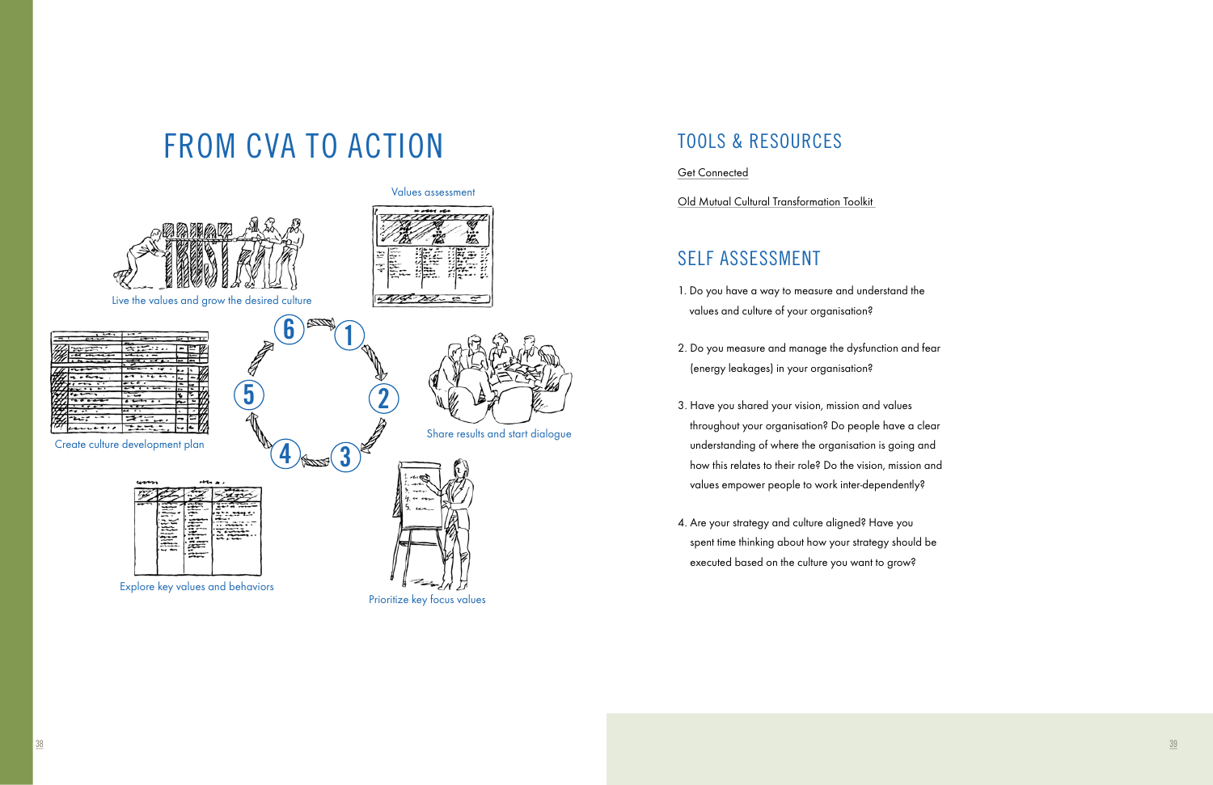# FROM CVA TO ACTION

1. Values assessment
2. Share results and start dialogue
3. Prioritize key focus values
4. Explore key values and behaviors
5. Create culture development plan
6. Live the values and grow the desired culture

## TOOLS & RESOURCES

Get Connected

Old Mutual Cultural Transformation Toolkit

## SELF ASSESSMENT

1. Do you have a way to measure and understand the values and culture of your organisation?
2. Do you measure and manage the dysfunction and fear (energy leakages) in your organisation?
3. Have you shared your vision, mission and values throughout your organisation? Do people have a clear understanding of where the organisation is going and how this relates to their role? Do the vision, mission and values empower people to work inter-dependently?
4. Are your strategy and culture aligned? Have you spent time thinking about how your strategy should be executed based on the culture you want to grow?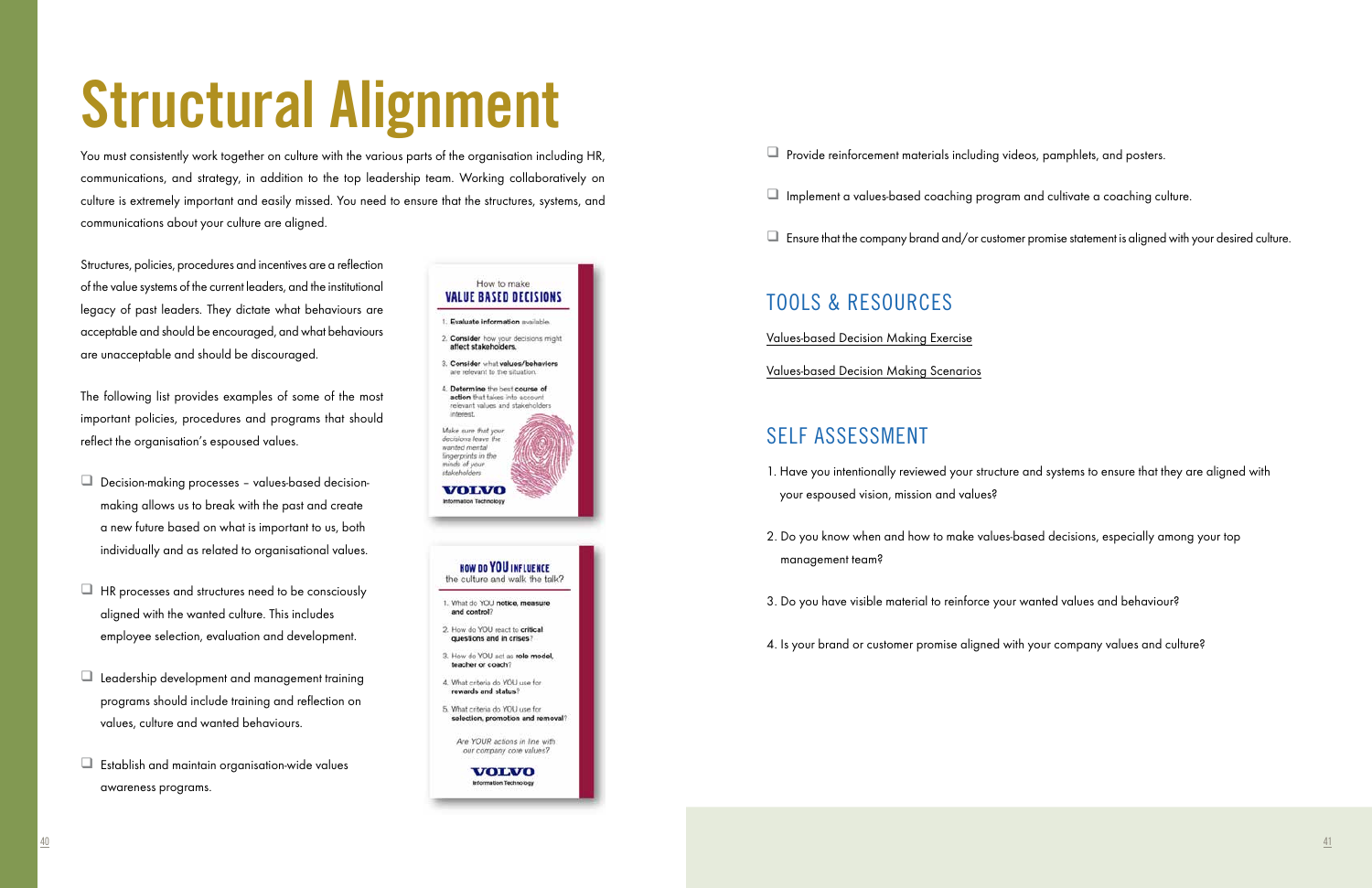# Structural Alignment

You must consistently work together on culture with the various parts of the organisation including HR, communications, and strategy, in addition to the top leadership team. Working collaboratively on culture is extremely important and easily missed. You need to ensure that the structures, systems, and communications about your culture are aligned.

Structures, policies, procedures and incentives are a reflection of the value systems of the current leaders, and the institutional legacy of past leaders. They dictate what behaviours are acceptable and should be encouraged, and what behaviours are unacceptable and should be discouraged.

The following list provides examples of some of the most important policies, procedures and programs that should reflect the organisation's espoused values.

- Decision-making processes – values-based decision-making allows us to break with the past and create a new future based on what is important to us, both individually and as related to organisational values.
- HR processes and structures need to be consciously aligned with the wanted culture. This includes employee selection, evaluation and development.
- Leadership development and management training programs should include training and reflection on values, culture and wanted behaviours.
- Establish and maintain organisation-wide values awareness programs.

How to make
**VALUE BASED DECISIONS**

1. **Evaluate information** available.
2. **Consider** how your decisions might **affect stakeholders.**
3. **Consider** what **values/behaviors** are relevant to the situation.
4. **Determine** the best **course of action** that takes into account relevant values and stakeholders interest.

*Make sure that your decisions leave the wanted mental fingerprints in the minds of your stakeholders*

VOLVO
Information Technology

**HOW DO YOU INFLUENCE** the culture and walk the talk?

1. What do YOU **notice, measure and control**?
2. How do YOU react to **critical questions and in crises**?
3. How do YOU act as **role model, teacher or coach**?
4. What criteria do YOU use for **rewards and status**?
5. What criteria do YOU use for **selection, promotion and removal**?

*Are YOUR actions in line with our company core values?*

VOLVO
Information Technology

- Provide reinforcement materials including videos, pamphlets, and posters.
- Implement a values-based coaching program and cultivate a coaching culture.
- Ensure that the company brand and/or customer promise statement is aligned with your desired culture.

## TOOLS & RESOURCES

Values-based Decision Making Exercise

Values-based Decision Making Scenarios

## SELF ASSESSMENT

1. Have you intentionally reviewed your structure and systems to ensure that they are aligned with your espoused vision, mission and values?
2. Do you know when and how to make values-based decisions, especially among your top management team?
3. Do you have visible material to reinforce your wanted values and behaviour?
4. Is your brand or customer promise aligned with your company values and culture?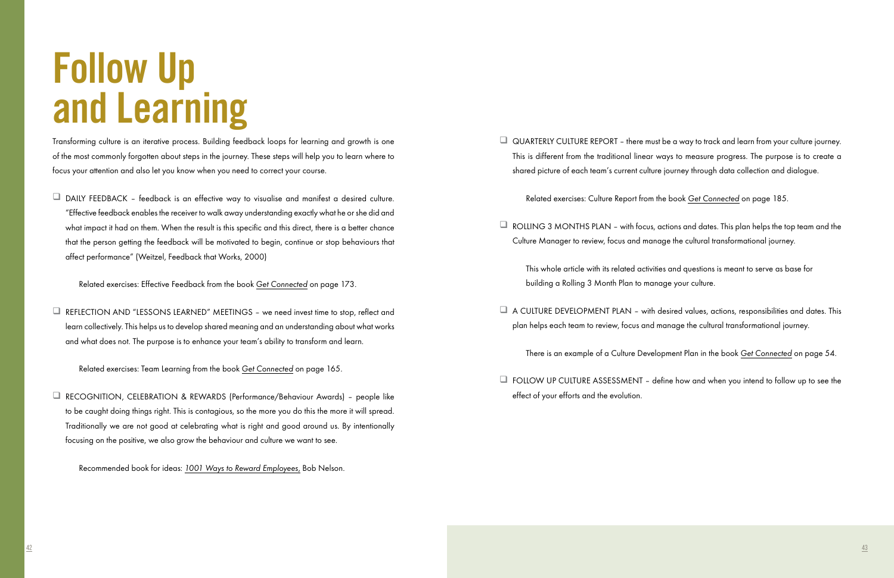# Follow Up and Learning

Transforming culture is an iterative process. Building feedback loops for learning and growth is one of the most commonly forgotten about steps in the journey. These steps will help you to learn where to focus your attention and also let you know when you need to correct your course.

- ❑ DAILY FEEDBACK – feedback is an effective way to visualise and manifest a desired culture. "Effective feedback enables the receiver to walk away understanding exactly what he or she did and what impact it had on them. When the result is this specific and this direct, there is a better chance that the person getting the feedback will be motivated to begin, continue or stop behaviours that affect performance" (Weitzel, Feedback that Works, 2000)

  Related exercises: Effective Feedback from the book *Get Connected* on page 173.

- ❑ REFLECTION AND "LESSONS LEARNED" MEETINGS – we need invest time to stop, reflect and learn collectively. This helps us to develop shared meaning and an understanding about what works and what does not. The purpose is to enhance your team's ability to transform and learn.

  Related exercises: Team Learning from the book *Get Connected* on page 165.

- ❑ RECOGNITION, CELEBRATION & REWARDS (Performance/Behaviour Awards) – people like to be caught doing things right. This is contagious, so the more you do this the more it will spread. Traditionally we are not good at celebrating what is right and good around us. By intentionally focusing on the positive, we also grow the behaviour and culture we want to see.

  Recommended book for ideas: *1001 Ways to Reward Employees*, Bob Nelson.

- ❑ QUARTERLY CULTURE REPORT – there must be a way to track and learn from your culture journey. This is different from the traditional linear ways to measure progress. The purpose is to create a shared picture of each team's current culture journey through data collection and dialogue.

  Related exercises: Culture Report from the book *Get Connected* on page 185.

- ❑ ROLLING 3 MONTHS PLAN – with focus, actions and dates. This plan helps the top team and the Culture Manager to review, focus and manage the cultural transformational journey.

  This whole article with its related activities and questions is meant to serve as base for building a Rolling 3 Month Plan to manage your culture.

- ❑ A CULTURE DEVELOPMENT PLAN – with desired values, actions, responsibilities and dates. This plan helps each team to review, focus and manage the cultural transformational journey.

  There is an example of a Culture Development Plan in the book *Get Connected* on page 54.

- ❑ FOLLOW UP CULTURE ASSESSMENT – define how and when you intend to follow up to see the effect of your efforts and the evolution.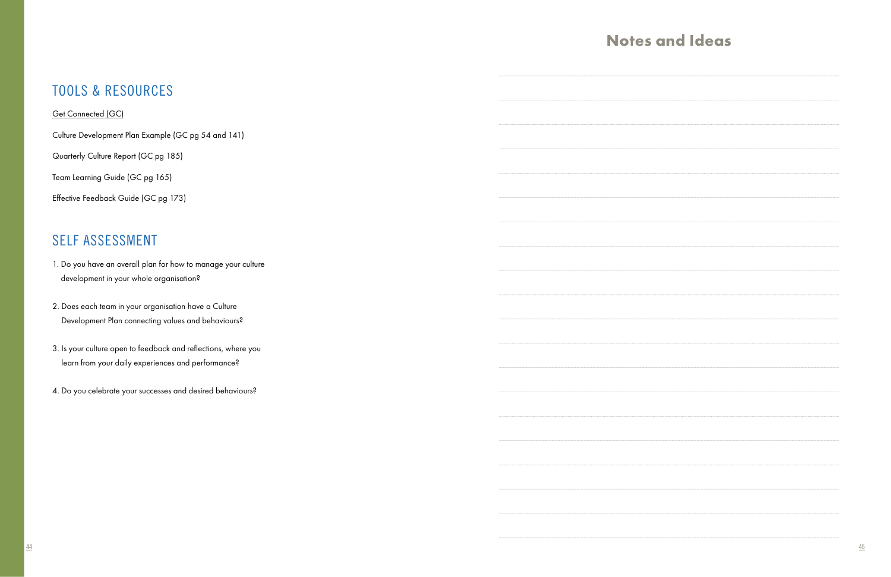## TOOLS & RESOURCES

Get Connected (GC)

Culture Development Plan Example (GC pg 54 and 141)

Quarterly Culture Report (GC pg 185)

Team Learning Guide (GC pg 165)

Effective Feedback Guide (GC pg 173)

## SELF ASSESSMENT

1. Do you have an overall plan for how to manage your culture development in your whole organisation?

2. Does each team in your organisation have a Culture Development Plan connecting values and behaviours?

3. Is your culture open to feedback and reflections, where you learn from your daily experiences and performance?

4. Do you celebrate your successes and desired behaviours?

## Notes and Ideas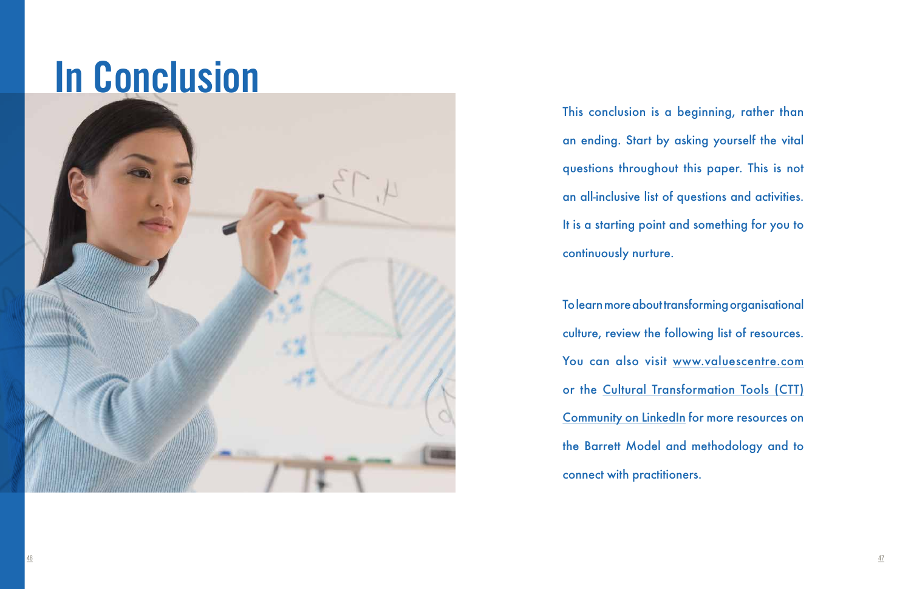# In Conclusion

This conclusion is a beginning, rather than an ending. Start by asking yourself the vital questions throughout this paper. This is not an all-inclusive list of questions and activities. It is a starting point and something for you to continuously nurture.

To learn more about transforming organisational culture, review the following list of resources. You can also visit www.valuescentre.com or the Cultural Transformation Tools (CTT) Community on LinkedIn for more resources on the Barrett Model and methodology and to connect with practitioners.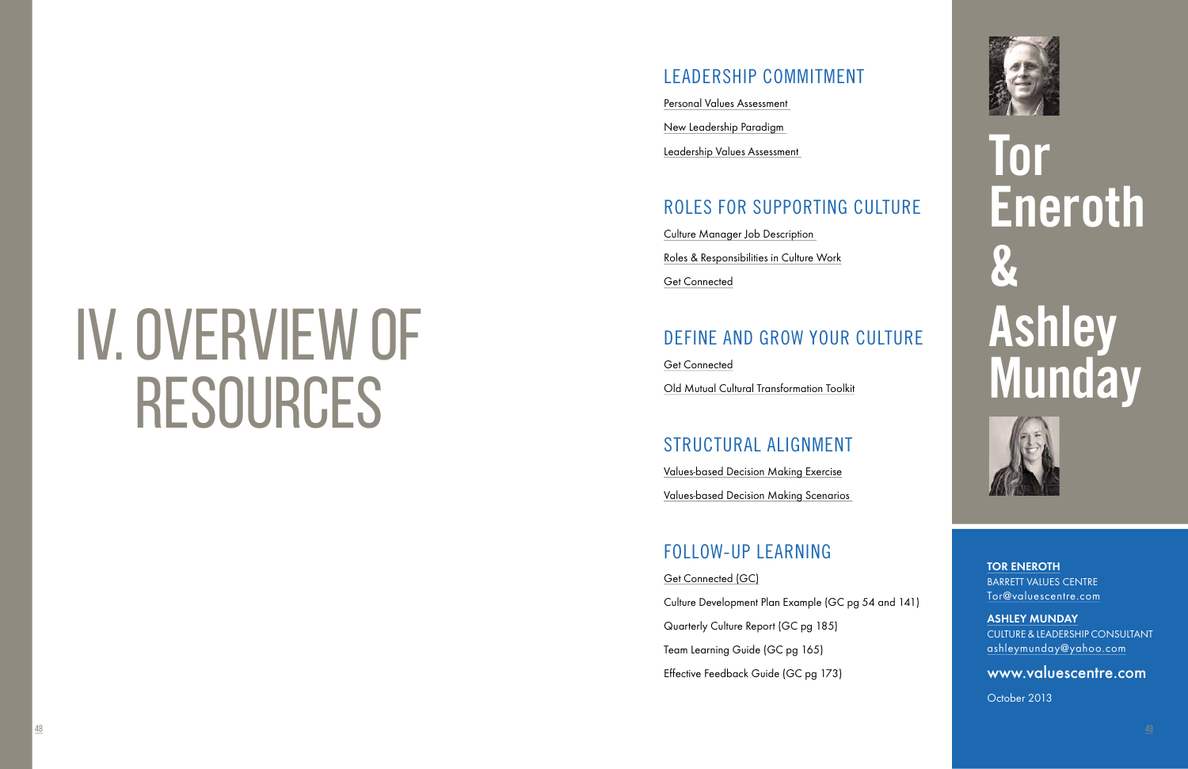# IV. OVERVIEW OF RESOURCES

## LEADERSHIP COMMITMENT

Personal Values Assessment

New Leadership Paradigm

Leadership Values Assessment

## ROLES FOR SUPPORTING CULTURE

Culture Manager Job Description

Roles & Responsibilities in Culture Work

Get Connected

## DEFINE AND GROW YOUR CULTURE

Get Connected

Old Mutual Cultural Transformation Toolkit

## STRUCTURAL ALIGNMENT

Values-based Decision Making Exercise

Values-based Decision Making Scenarios

## FOLLOW-UP LEARNING

Get Connected (GC)

Culture Development Plan Example (GC pg 54 and 141)

Quarterly Culture Report (GC pg 185)

Team Learning Guide (GC pg 165)

Effective Feedback Guide (GC pg 173)

# Tor Eneroth & Ashley Munday

**TOR ENEROTH**
BARRETT VALUES CENTRE
Tor@valuescentre.com

**ASHLEY MUNDAY**
CULTURE & LEADERSHIP CONSULTANT
ashleymunday@yahoo.com

**www.valuescentre.com**

October 2013